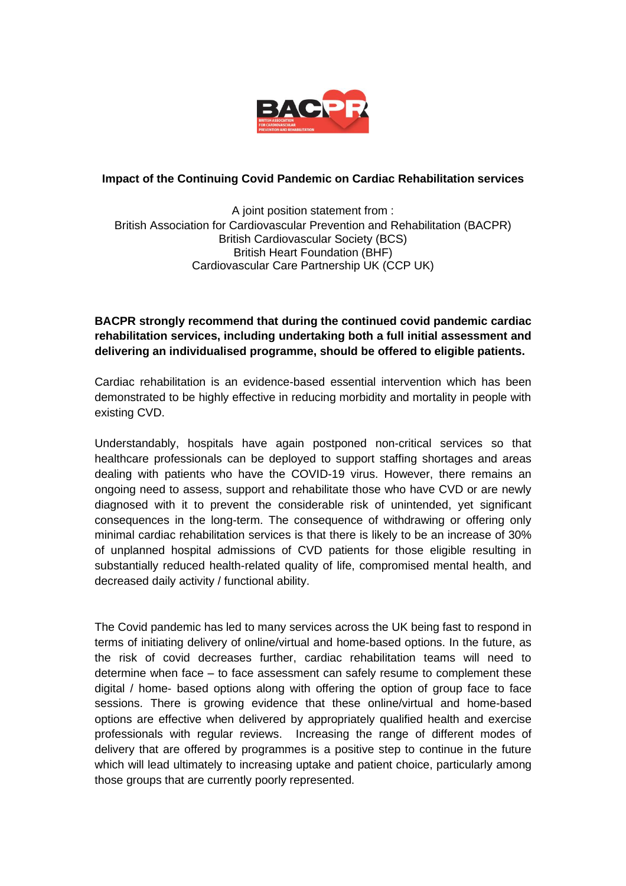**Impact of the Continuing Covid Pandemic on Cardiac Rehabilitation services**

A joint position statement from :
British Association for Cardiovascular Prevention and Rehabilitation (BACPR)
British Cardiovascular Society (BCS)
British Heart Foundation (BHF)
Cardiovascular Care Partnership UK (CCP UK)

**BACPR strongly recommend that during the continued covid pandemic cardiac rehabilitation services, including undertaking both a full initial assessment and delivering an individualised programme, should be offered to eligible patients.**

Cardiac rehabilitation is an evidence-based essential intervention which has been demonstrated to be highly effective in reducing morbidity and mortality in people with existing CVD.

Understandably, hospitals have again postponed non-critical services so that healthcare professionals can be deployed to support staffing shortages and areas dealing with patients who have the COVID-19 virus. However, there remains an ongoing need to assess, support and rehabilitate those who have CVD or are newly diagnosed with it to prevent the considerable risk of unintended, yet significant consequences in the long-term. The consequence of withdrawing or offering only minimal cardiac rehabilitation services is that there is likely to be an increase of 30% of unplanned hospital admissions of CVD patients for those eligible resulting in substantially reduced health-related quality of life, compromised mental health, and decreased daily activity / functional ability.

The Covid pandemic has led to many services across the UK being fast to respond in terms of initiating delivery of online/virtual and home-based options. In the future, as the risk of covid decreases further, cardiac rehabilitation teams will need to determine when face – to face assessment can safely resume to complement these digital / home- based options along with offering the option of group face to face sessions. There is growing evidence that these online/virtual and home-based options are effective when delivered by appropriately qualified health and exercise professionals with regular reviews. Increasing the range of different modes of delivery that are offered by programmes is a positive step to continue in the future which will lead ultimately to increasing uptake and patient choice, particularly among those groups that are currently poorly represented.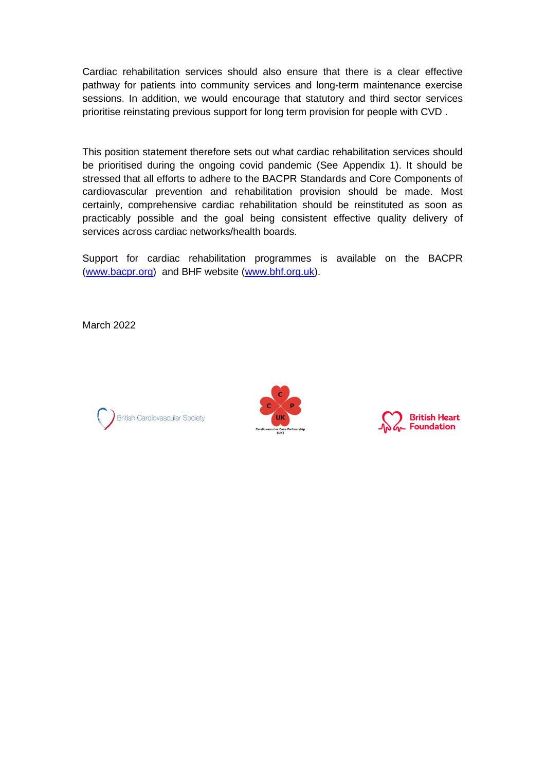Cardiac rehabilitation services should also ensure that there is a clear effective pathway for patients into community services and long-term maintenance exercise sessions. In addition, we would encourage that statutory and third sector services prioritise reinstating previous support for long term provision for people with CVD .

This position statement therefore sets out what cardiac rehabilitation services should be prioritised during the ongoing covid pandemic (See Appendix 1). It should be stressed that all efforts to adhere to the BACPR Standards and Core Components of cardiovascular prevention and rehabilitation provision should be made. Most certainly, comprehensive cardiac rehabilitation should be reinstituted as soon as practicably possible and the goal being consistent effective quality delivery of services across cardiac networks/health boards.

Support for cardiac rehabilitation programmes is available on the BACPR (www.bacpr.org) and BHF website (www.bhf.org.uk).

March 2022

British Cardiovascular Society

Cardiovascular Care Partnership (UK)

British Heart Foundation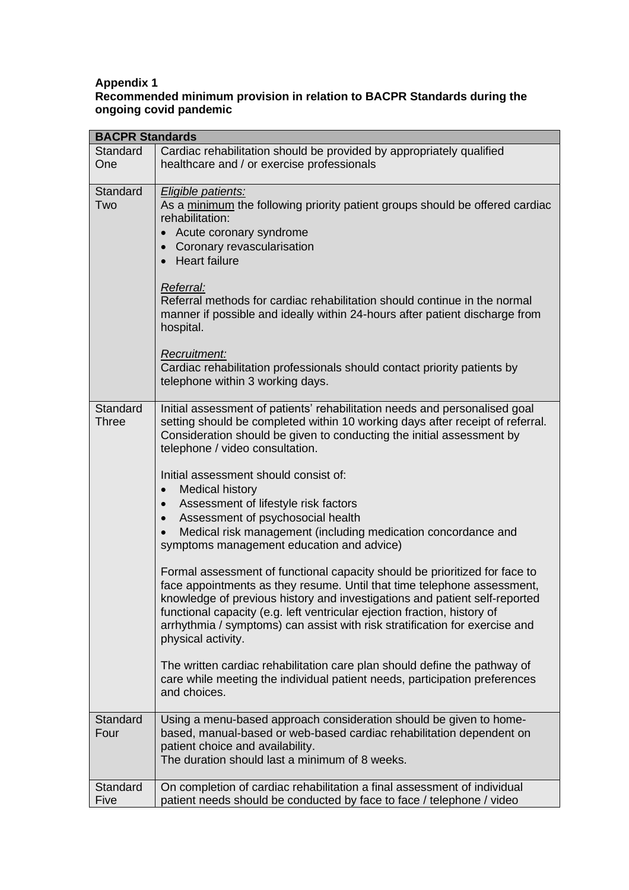**Appendix 1**
**Recommended minimum provision in relation to BACPR Standards during the ongoing covid pandemic**

| **BACPR Standards** | |
|---|---|
| Standard One | Cardiac rehabilitation should be provided by appropriately qualified healthcare and / or exercise professionals |
| Standard Two | *Eligible patients:*<br>As a minimum the following priority patient groups should be offered cardiac rehabilitation:<br>• Acute coronary syndrome<br>• Coronary revascularisation<br>• Heart failure<br><br>*Referral:*<br>Referral methods for cardiac rehabilitation should continue in the normal manner if possible and ideally within 24-hours after patient discharge from hospital.<br><br>*Recruitment:*<br>Cardiac rehabilitation professionals should contact priority patients by telephone within 3 working days. |
| Standard Three | Initial assessment of patients' rehabilitation needs and personalised goal setting should be completed within 10 working days after receipt of referral. Consideration should be given to conducting the initial assessment by telephone / video consultation.<br><br>Initial assessment should consist of:<br>• Medical history<br>• Assessment of lifestyle risk factors<br>• Assessment of psychosocial health<br>• Medical risk management (including medication concordance and symptoms management education and advice)<br><br>Formal assessment of functional capacity should be prioritized for face to face appointments as they resume. Until that time telephone assessment, knowledge of previous history and investigations and patient self-reported functional capacity (e.g. left ventricular ejection fraction, history of arrhythmia / symptoms) can assist with risk stratification for exercise and physical activity.<br><br>The written cardiac rehabilitation care plan should define the pathway of care while meeting the individual patient needs, participation preferences and choices. |
| Standard Four | Using a menu-based approach consideration should be given to home-based, manual-based or web-based cardiac rehabilitation dependent on patient choice and availability.<br>The duration should last a minimum of 8 weeks. |
| Standard Five | On completion of cardiac rehabilitation a final assessment of individual patient needs should be conducted by face to face / telephone / video |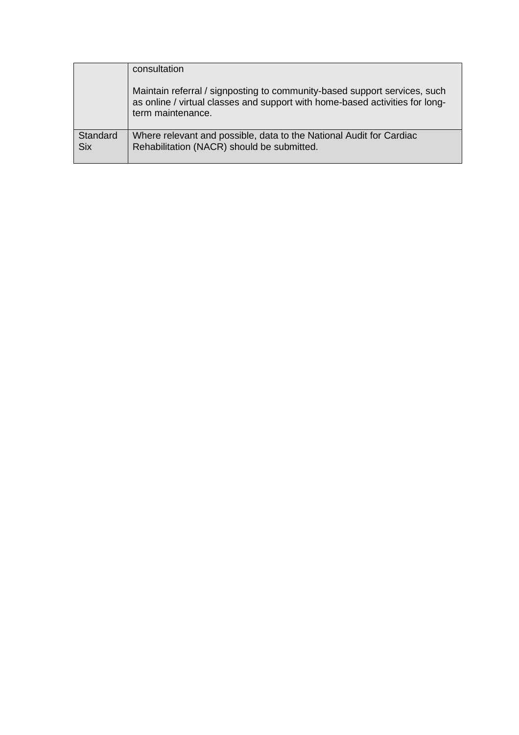| | |
|---|---|
| | consultation<br><br>Maintain referral / signposting to community-based support services, such as online / virtual classes and support with home-based activities for long-term maintenance. |
| Standard Six | Where relevant and possible, data to the National Audit for Cardiac Rehabilitation (NACR) should be submitted. |